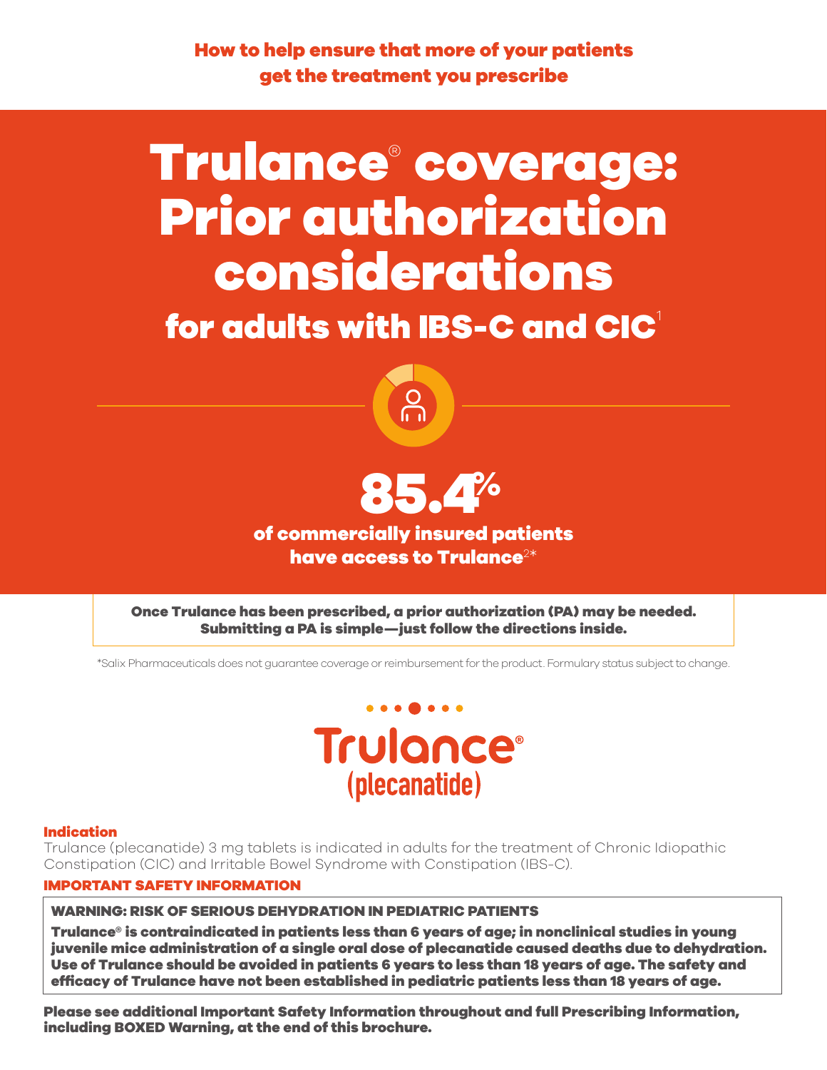**How to help ensure that more of your patients get the treatment you prescribe**

# Trulance® coverage: Prior authorization considerations

## for adults with IBS-C and CIC[1]

**85.4%**

**of commercially insured patients have access to Trulance[2]***

**Once Trulance has been prescribed, a prior authorization (PA) may be needed. Submitting a PA is simple—just follow the directions inside.**

*Salix Pharmaceuticals does not guarantee coverage or reimbursement for the product. Formulary status subject to change.

Trulance®
(plecanatide)

### Indication

Trulance (plecanatide) 3 mg tablets is indicated in adults for the treatment of Chronic Idiopathic Constipation (CIC) and Irritable Bowel Syndrome with Constipation (IBS-C).

### IMPORTANT SAFETY INFORMATION

**WARNING: RISK OF SERIOUS DEHYDRATION IN PEDIATRIC PATIENTS**

**Trulance® is contraindicated in patients less than 6 years of age; in nonclinical studies in young juvenile mice administration of a single oral dose of plecanatide caused deaths due to dehydration. Use of Trulance should be avoided in patients 6 years to less than 18 years of age. The safety and efficacy of Trulance have not been established in pediatric patients less than 18 years of age.**

**Please see additional Important Safety Information throughout and full Prescribing Information, including BOXED Warning, at the end of this brochure.**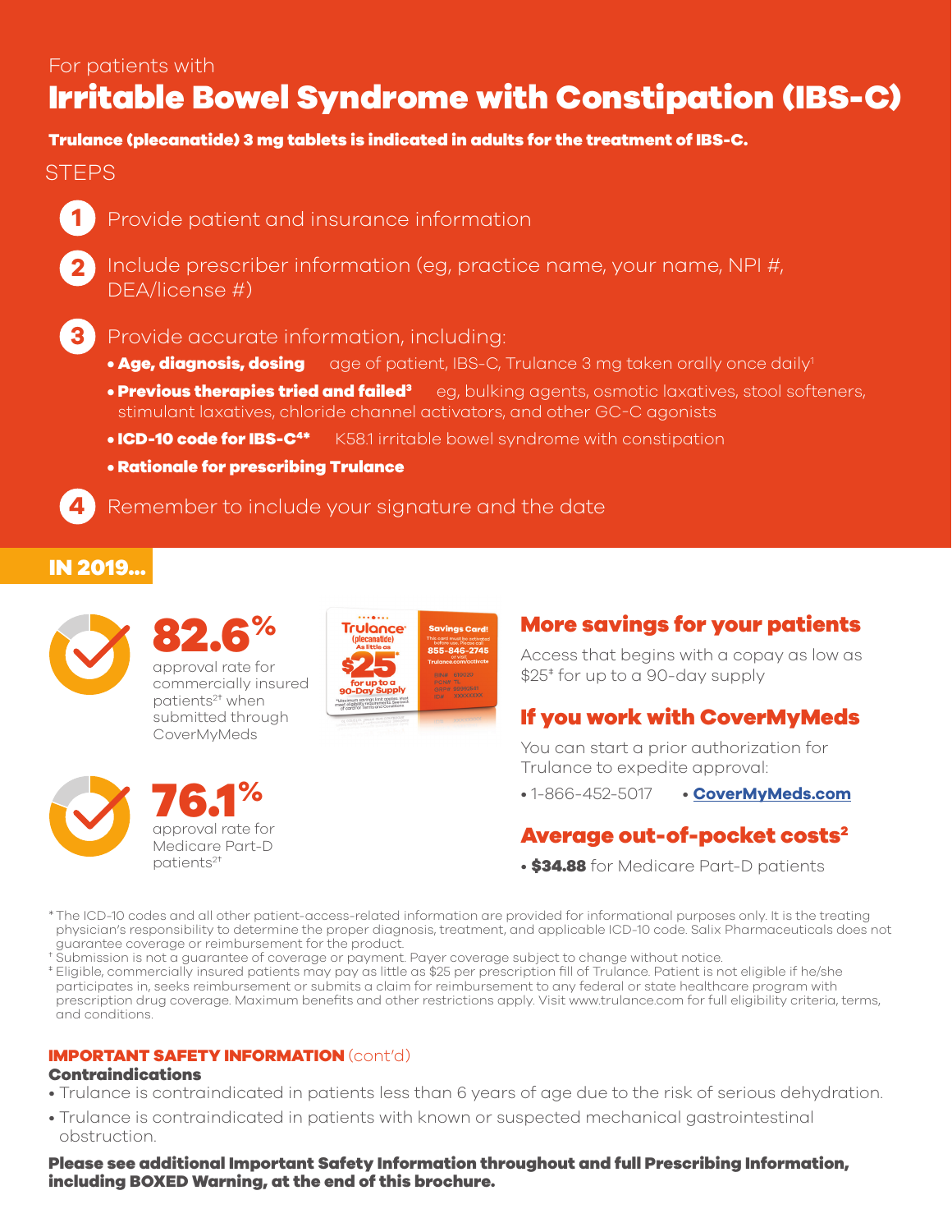For patients with

# Irritable Bowel Syndrome with Constipation (IBS-C)

**Trulance (plecanatide) 3 mg tablets is indicated in adults for the treatment of IBS-C.**

## STEPS

1. Provide patient and insurance information
2. Include prescriber information (eg, practice name, your name, NPI #, DEA/license #)
3. Provide accurate information, including:
   - **Age, diagnosis, dosing** age of patient, IBS-C, Trulance 3 mg taken orally once daily[1]
   - **Previous therapies tried and failed[3]** eg, bulking agents, osmotic laxatives, stool softeners, stimulant laxatives, chloride channel activators, and other GC-C agonists
   - **ICD-10 code for IBS-C[4]\*** K58.1 irritable bowel syndrome with constipation
   - **Rationale for prescribing Trulance**
4. Remember to include your signature and the date

## IN 2019...

**82.6%** approval rate for commercially insured patients[2†] when submitted through CoverMyMeds

**76.1%** approval rate for Medicare Part-D patients[2†]

Trulance (plecanatide) As little as $25* for up to a 90-Day Supply

Savings Card! This card must be activated before use. Please call 855-846-2745 or visit Trulance.com/activate

### More savings for your patients

Access that begins with a copay as low as $25‡ for up to a 90-day supply

### If you work with CoverMyMeds

You can start a prior authorization for Trulance to expedite approval:

- 1-866-452-5017
- **CoverMyMeds.com**

### Average out-of-pocket costs[2]

- **$34.88** for Medicare Part-D patients

\* The ICD-10 codes and all other patient-access-related information are provided for informational purposes only. It is the treating physician's responsibility to determine the proper diagnosis, treatment, and applicable ICD-10 code. Salix Pharmaceuticals does not guarantee coverage or reimbursement for the product.

† Submission is not a guarantee of coverage or payment. Payer coverage subject to change without notice.

‡ Eligible, commercially insured patients may pay as little as $25 per prescription fill of Trulance. Patient is not eligible if he/she participates in, seeks reimbursement or submits a claim for reimbursement to any federal or state healthcare program with prescription drug coverage. Maximum benefits and other restrictions apply. Visit www.trulance.com for full eligibility criteria, terms, and conditions.

### IMPORTANT SAFETY INFORMATION (cont'd)

**Contraindications**

- Trulance is contraindicated in patients less than 6 years of age due to the risk of serious dehydration.
- Trulance is contraindicated in patients with known or suspected mechanical gastrointestinal obstruction.

**Please see additional Important Safety Information throughout and full Prescribing Information, including BOXED Warning, at the end of this brochure.**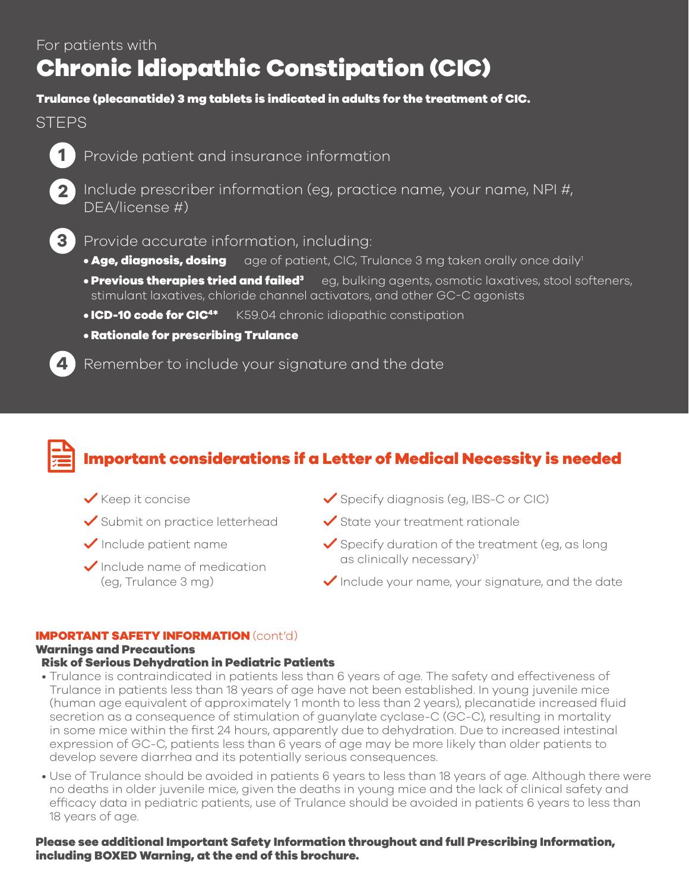For patients with

# Chronic Idiopathic Constipation (CIC)

**Trulance (plecanatide) 3 mg tablets is indicated in adults for the treatment of CIC.**

STEPS

1. Provide patient and insurance information
2. Include prescriber information (eg, practice name, your name, NPI #, DEA/license #)
3. Provide accurate information, including:
   - **Age, diagnosis, dosing** age of patient, CIC, Trulance 3 mg taken orally once daily[1]
   - **Previous therapies tried and failed[3]** eg, bulking agents, osmotic laxatives, stool softeners, stimulant laxatives, chloride channel activators, and other GC-C agonists
   - **ICD-10 code for CIC[4]*** K59.04 chronic idiopathic constipation
   - **Rationale for prescribing Trulance**
4. Remember to include your signature and the date

## Important considerations if a Letter of Medical Necessity is needed

- ✓ Keep it concise
- ✓ Submit on practice letterhead
- ✓ Include patient name
- ✓ Include name of medication (eg, Trulance 3 mg)
- ✓ Specify diagnosis (eg, IBS-C or CIC)
- ✓ State your treatment rationale
- ✓ Specify duration of the treatment (eg, as long as clinically necessary)[1]
- ✓ Include your name, your signature, and the date

**IMPORTANT SAFETY INFORMATION** (cont'd)

**Warnings and Precautions**

**Risk of Serious Dehydration in Pediatric Patients**

- Trulance is contraindicated in patients less than 6 years of age. The safety and effectiveness of Trulance in patients less than 18 years of age have not been established. In young juvenile mice (human age equivalent of approximately 1 month to less than 2 years), plecanatide increased fluid secretion as a consequence of stimulation of guanylate cyclase-C (GC-C), resulting in mortality in some mice within the first 24 hours, apparently due to dehydration. Due to increased intestinal expression of GC-C, patients less than 6 years of age may be more likely than older patients to develop severe diarrhea and its potentially serious consequences.
- Use of Trulance should be avoided in patients 6 years to less than 18 years of age. Although there were no deaths in older juvenile mice, given the deaths in young mice and the lack of clinical safety and efficacy data in pediatric patients, use of Trulance should be avoided in patients 6 years to less than 18 years of age.

**Please see additional Important Safety Information throughout and full Prescribing Information, including BOXED Warning, at the end of this brochure.**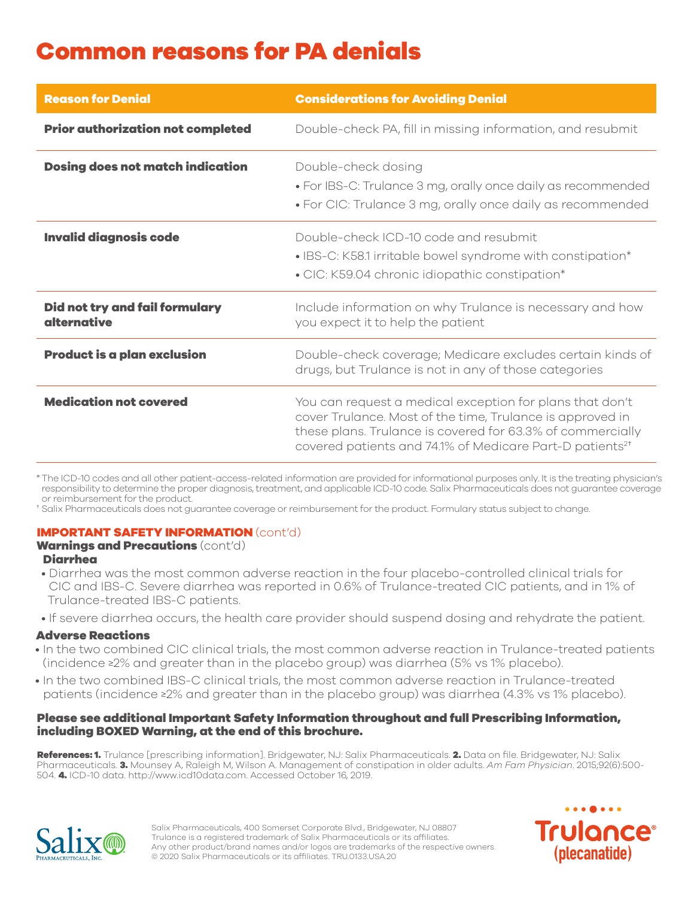# Common reasons for PA denials

| Reason for Denial | Considerations for Avoiding Denial |
|---|---|
| **Prior authorization not completed** | Double-check PA, fill in missing information, and resubmit |
| **Dosing does not match indication** | Double-check dosing<br>• For IBS-C: Trulance 3 mg, orally once daily as recommended<br>• For CIC: Trulance 3 mg, orally once daily as recommended |
| **Invalid diagnosis code** | Double-check ICD-10 code and resubmit<br>• IBS-C: K58.1 irritable bowel syndrome with constipation*<br>• CIC: K59.04 chronic idiopathic constipation* |
| **Did not try and fail formulary alternative** | Include information on why Trulance is necessary and how you expect it to help the patient |
| **Product is a plan exclusion** | Double-check coverage; Medicare excludes certain kinds of drugs, but Trulance is not in any of those categories |
| **Medication not covered** | You can request a medical exception for plans that don't cover Trulance. Most of the time, Trulance is approved in these plans. Trulance is covered for 63.3% of commercially covered patients and 74.1% of Medicare Part-D patients[2†] |

* The ICD-10 codes and all other patient-access-related information are provided for informational purposes only. It is the treating physician's responsibility to determine the proper diagnosis, treatment, and applicable ICD-10 code. Salix Pharmaceuticals does not guarantee coverage or reimbursement for the product.

† Salix Pharmaceuticals does not guarantee coverage or reimbursement for the product. Formulary status subject to change.

**IMPORTANT SAFETY INFORMATION** (cont'd)

**Warnings and Precautions** (cont'd)

**Diarrhea**

- Diarrhea was the most common adverse reaction in the four placebo-controlled clinical trials for CIC and IBS-C. Severe diarrhea was reported in 0.6% of Trulance-treated CIC patients, and in 1% of Trulance-treated IBS-C patients.
- If severe diarrhea occurs, the health care provider should suspend dosing and rehydrate the patient.

**Adverse Reactions**

- In the two combined CIC clinical trials, the most common adverse reaction in Trulance-treated patients (incidence ≥2% and greater than in the placebo group) was diarrhea (5% vs 1% placebo).
- In the two combined IBS-C clinical trials, the most common adverse reaction in Trulance-treated patients (incidence ≥2% and greater than in the placebo group) was diarrhea (4.3% vs 1% placebo).

**Please see additional Important Safety Information throughout and full Prescribing Information, including BOXED Warning, at the end of this brochure.**

**References: 1.** Trulance [prescribing information]. Bridgewater, NJ: Salix Pharmaceuticals. **2.** Data on file. Bridgewater, NJ: Salix Pharmaceuticals. **3.** Mounsey A, Raleigh M, Wilson A. Management of constipation in older adults. *Am Fam Physician*. 2015;92(6):500-504. **4.** ICD-10 data. http://www.icd10data.com. Accessed October 16, 2019.

Salix Pharmaceuticals, 400 Somerset Corporate Blvd., Bridgewater, NJ 08807
Trulance is a registered trademark of Salix Pharmaceuticals or its affiliates.
Any other product/brand names and/or logos are trademarks of the respective owners.
© 2020 Salix Pharmaceuticals or its affiliates. TRU.0133.USA.20

Salix Pharmaceuticals, Inc.

Trulance® (plecanatide)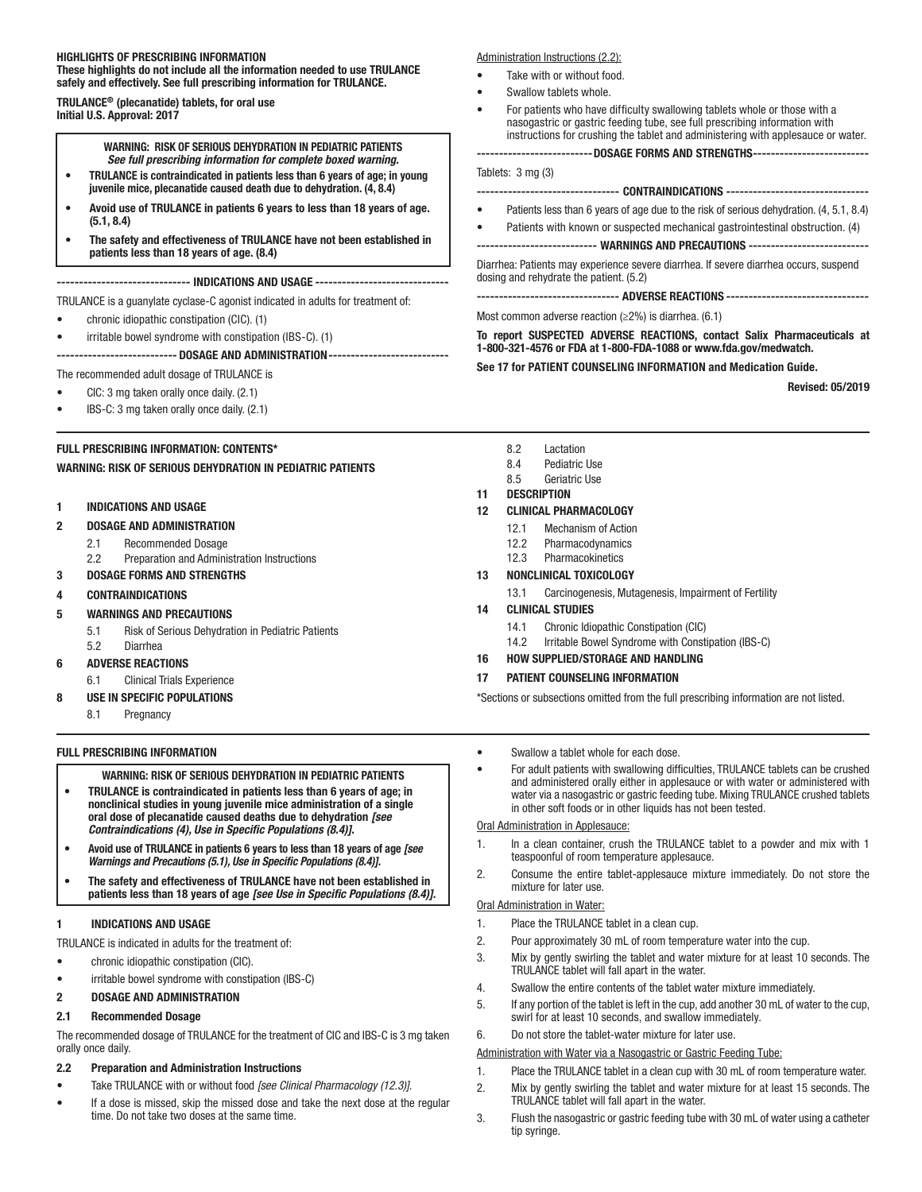**HIGHLIGHTS OF PRESCRIBING INFORMATION**
**These highlights do not include all the information needed to use TRULANCE safely and effectively. See full prescribing information for TRULANCE.**

**TRULANCE® (plecanatide) tablets, for oral use**
**Initial U.S. Approval: 2017**

> **WARNING: RISK OF SERIOUS DEHYDRATION IN PEDIATRIC PATIENTS**
> ***See full prescribing information for complete boxed warning.***
> - **TRULANCE is contraindicated in patients less than 6 years of age; in young juvenile mice, plecanatide caused death due to dehydration. (4, 8.4)**
> - **Avoid use of TRULANCE in patients 6 years to less than 18 years of age. (5.1, 8.4)**
> - **The safety and effectiveness of TRULANCE have not been established in patients less than 18 years of age. (8.4)**

**INDICATIONS AND USAGE**

TRULANCE is a guanylate cyclase-C agonist indicated in adults for treatment of:

- chronic idiopathic constipation (CIC). (1)
- irritable bowel syndrome with constipation (IBS-C). (1)

**DOSAGE AND ADMINISTRATION**

The recommended adult dosage of TRULANCE is

- CIC: 3 mg taken orally once daily. (2.1)
- IBS-C: 3 mg taken orally once daily. (2.1)

Administration Instructions (2.2):

- Take with or without food.
- Swallow tablets whole.
- For patients who have difficulty swallowing tablets whole or those with a nasogastric or gastric feeding tube, see full prescribing information with instructions for crushing the tablet and administering with applesauce or water.

**DOSAGE FORMS AND STRENGTHS**

Tablets: 3 mg (3)

**CONTRAINDICATIONS**

- Patients less than 6 years of age due to the risk of serious dehydration. (4, 5.1, 8.4)
- Patients with known or suspected mechanical gastrointestinal obstruction. (4)

**WARNINGS AND PRECAUTIONS**

Diarrhea: Patients may experience severe diarrhea. If severe diarrhea occurs, suspend dosing and rehydrate the patient. (5.2)

**ADVERSE REACTIONS**

Most common adverse reaction (≥2%) is diarrhea. (6.1)

**To report SUSPECTED ADVERSE REACTIONS, contact Salix Pharmaceuticals at 1-800-321-4576 or FDA at 1-800-FDA-1088 or www.fda.gov/medwatch.**

**See 17 for PATIENT COUNSELING INFORMATION and Medication Guide.**

**Revised: 05/2019**

---

**FULL PRESCRIBING INFORMATION: CONTENTS***

**WARNING: RISK OF SERIOUS DEHYDRATION IN PEDIATRIC PATIENTS**

**1 INDICATIONS AND USAGE**
**2 DOSAGE AND ADMINISTRATION**
- 2.1 Recommended Dosage
- 2.2 Preparation and Administration Instructions

**3 DOSAGE FORMS AND STRENGTHS**
**4 CONTRAINDICATIONS**
**5 WARNINGS AND PRECAUTIONS**
- 5.1 Risk of Serious Dehydration in Pediatric Patients
- 5.2 Diarrhea

**6 ADVERSE REACTIONS**
- 6.1 Clinical Trials Experience

**8 USE IN SPECIFIC POPULATIONS**
- 8.1 Pregnancy
- 8.2 Lactation
- 8.4 Pediatric Use
- 8.5 Geriatric Use

**11 DESCRIPTION**
**12 CLINICAL PHARMACOLOGY**
- 12.1 Mechanism of Action
- 12.2 Pharmacodynamics
- 12.3 Pharmacokinetics

**13 NONCLINICAL TOXICOLOGY**
- 13.1 Carcinogenesis, Mutagenesis, Impairment of Fertility

**14 CLINICAL STUDIES**
- 14.1 Chronic Idiopathic Constipation (CIC)
- 14.2 Irritable Bowel Syndrome with Constipation (IBS-C)

**16 HOW SUPPLIED/STORAGE AND HANDLING**
**17 PATIENT COUNSELING INFORMATION**

*Sections or subsections omitted from the full prescribing information are not listed.

---

**FULL PRESCRIBING INFORMATION**

> **WARNING: RISK OF SERIOUS DEHYDRATION IN PEDIATRIC PATIENTS**
> - **TRULANCE is contraindicated in patients less than 6 years of age; in nonclinical studies in young juvenile mice administration of a single oral dose of plecanatide caused deaths due to dehydration *[see Contraindications (4), Use in Specific Populations (8.4)]*.**
> - **Avoid use of TRULANCE in patients 6 years to less than 18 years of age *[see Warnings and Precautions (5.1), Use in Specific Populations (8.4)]*.**
> - **The safety and effectiveness of TRULANCE have not been established in patients less than 18 years of age *[see Use in Specific Populations (8.4)]*.**

## 1 INDICATIONS AND USAGE

TRULANCE is indicated in adults for the treatment of:

- chronic idiopathic constipation (CIC).
- irritable bowel syndrome with constipation (IBS-C)

## 2 DOSAGE AND ADMINISTRATION

### 2.1 Recommended Dosage

The recommended dosage of TRULANCE for the treatment of CIC and IBS-C is 3 mg taken orally once daily.

### 2.2 Preparation and Administration Instructions

- Take TRULANCE with or without food *[see Clinical Pharmacology (12.3)]*.
- If a dose is missed, skip the missed dose and take the next dose at the regular time. Do not take two doses at the same time.
- Swallow a tablet whole for each dose.
- For adult patients with swallowing difficulties, TRULANCE tablets can be crushed and administered orally either in applesauce or with water or administered with water via a nasogastric or gastric feeding tube. Mixing TRULANCE crushed tablets in other soft foods or in other liquids has not been tested.

Oral Administration in Applesauce:

1. In a clean container, crush the TRULANCE tablet to a powder and mix with 1 teaspoonful of room temperature applesauce.
2. Consume the entire tablet-applesauce mixture immediately. Do not store the mixture for later use.

Oral Administration in Water:

1. Place the TRULANCE tablet in a clean cup.
2. Pour approximately 30 mL of room temperature water into the cup.
3. Mix by gently swirling the tablet and water mixture for at least 10 seconds. The TRULANCE tablet will fall apart in the water.
4. Swallow the entire contents of the tablet water mixture immediately.
5. If any portion of the tablet is left in the cup, add another 30 mL of water to the cup, swirl for at least 10 seconds, and swallow immediately.
6. Do not store the tablet-water mixture for later use.

Administration with Water via a Nasogastric or Gastric Feeding Tube:

1. Place the TRULANCE tablet in a clean cup with 30 mL of room temperature water.
2. Mix by gently swirling the tablet and water mixture for at least 15 seconds. The TRULANCE tablet will fall apart in the water.
3. Flush the nasogastric or gastric feeding tube with 30 mL of water using a catheter tip syringe.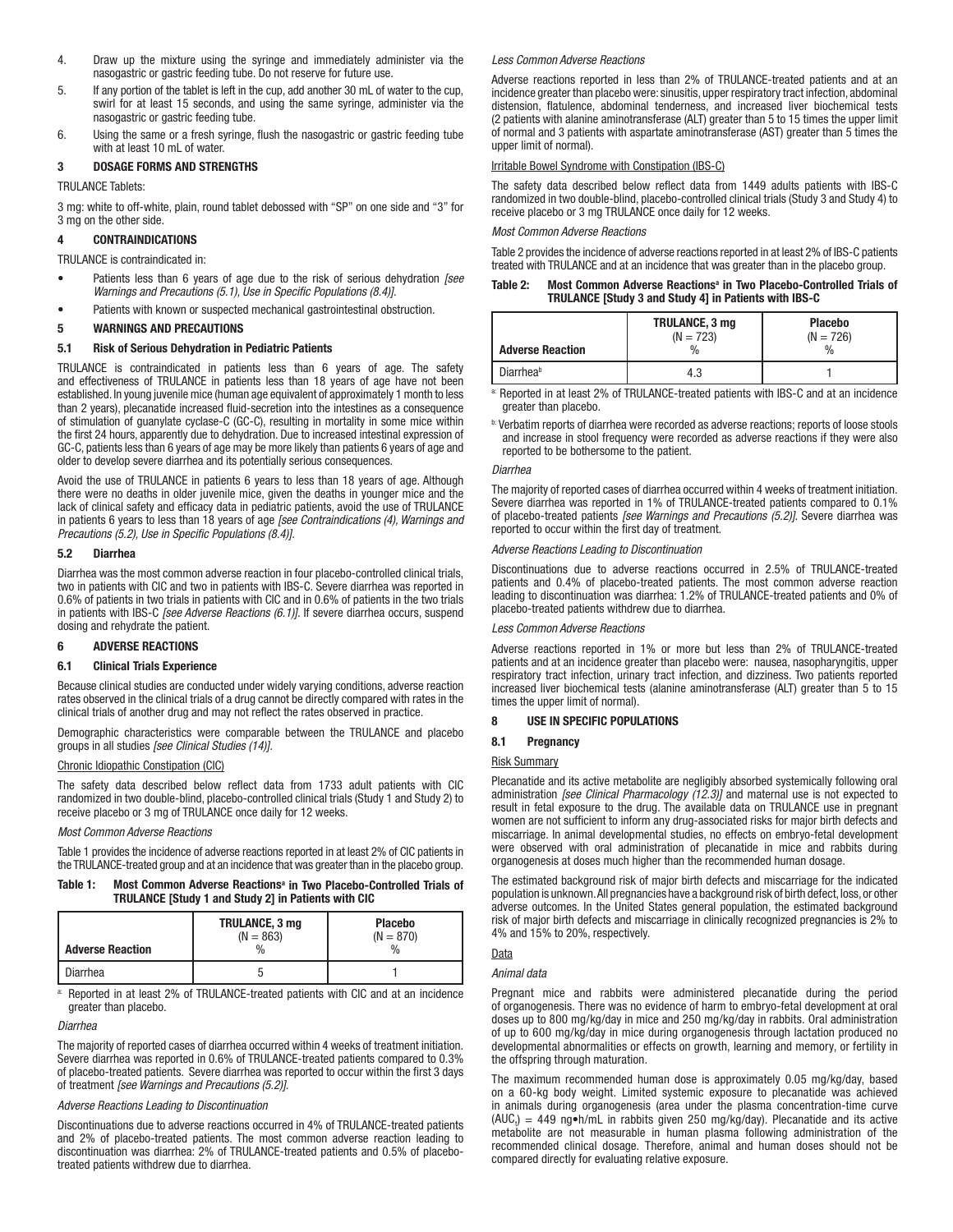4. Draw up the mixture using the syringe and immediately administer via the nasogastric or gastric feeding tube. Do not reserve for future use.
5. If any portion of the tablet is left in the cup, add another 30 mL of water to the cup, swirl for at least 15 seconds, and using the same syringe, administer via the nasogastric or gastric feeding tube.
6. Using the same or a fresh syringe, flush the nasogastric or gastric feeding tube with at least 10 mL of water.

## 3 DOSAGE FORMS AND STRENGTHS

TRULANCE Tablets:

3 mg: white to off-white, plain, round tablet debossed with "SP" on one side and "3" for 3 mg on the other side.

## 4 CONTRAINDICATIONS

TRULANCE is contraindicated in:

- Patients less than 6 years of age due to the risk of serious dehydration *[see Warnings and Precautions (5.1), Use in Specific Populations (8.4)]*.
- Patients with known or suspected mechanical gastrointestinal obstruction.

## 5 WARNINGS AND PRECAUTIONS

### 5.1 Risk of Serious Dehydration in Pediatric Patients

TRULANCE is contraindicated in patients less than 6 years of age. The safety and effectiveness of TRULANCE in patients less than 18 years of age have not been established. In young juvenile mice (human age equivalent of approximately 1 month to less than 2 years), plecanatide increased fluid-secretion into the intestines as a consequence of stimulation of guanylate cyclase-C (GC-C), resulting in mortality in some mice within the first 24 hours, apparently due to dehydration. Due to increased intestinal expression of GC-C, patients less than 6 years of age may be more likely than patients 6 years of age and older to develop severe diarrhea and its potentially serious consequences.

Avoid the use of TRULANCE in patients 6 years to less than 18 years of age. Although there were no deaths in older juvenile mice, given the deaths in younger mice and the lack of clinical safety and efficacy data in pediatric patients, avoid the use of TRULANCE in patients 6 years to less than 18 years of age *[see Contraindications (4), Warnings and Precautions (5.2), Use in Specific Populations (8.4)]*.

### 5.2 Diarrhea

Diarrhea was the most common adverse reaction in four placebo-controlled clinical trials, two in patients with CIC and two in patients with IBS-C. Severe diarrhea was reported in 0.6% of patients in two trials in patients with CIC and in 0.6% of patients in the two trials in patients with IBS-C *[see Adverse Reactions (6.1)]*. If severe diarrhea occurs, suspend dosing and rehydrate the patient.

## 6 ADVERSE REACTIONS

### 6.1 Clinical Trials Experience

Because clinical studies are conducted under widely varying conditions, adverse reaction rates observed in the clinical trials of a drug cannot be directly compared with rates in the clinical trials of another drug and may not reflect the rates observed in practice.

Demographic characteristics were comparable between the TRULANCE and placebo groups in all studies *[see Clinical Studies (14)]*.

#### Chronic Idiopathic Constipation (CIC)

The safety data described below reflect data from 1733 adult patients with CIC randomized in two double-blind, placebo-controlled clinical trials (Study 1 and Study 2) to receive placebo or 3 mg of TRULANCE once daily for 12 weeks.

*Most Common Adverse Reactions*

Table 1 provides the incidence of adverse reactions reported in at least 2% of CIC patients in the TRULANCE-treated group and at an incidence that was greater than in the placebo group.

**Table 1: Most Common Adverse Reactions[a] in Two Placebo-Controlled Trials of TRULANCE [Study 1 and Study 2] in Patients with CIC**

| Adverse Reaction | TRULANCE, 3 mg (N = 863) % | Placebo (N = 870) % |
|---|---|---|
| Diarrhea | 5 | 1 |

[a] Reported in at least 2% of TRULANCE-treated patients with CIC and at an incidence greater than placebo.

*Diarrhea*

The majority of reported cases of diarrhea occurred within 4 weeks of treatment initiation. Severe diarrhea was reported in 0.6% of TRULANCE-treated patients compared to 0.3% of placebo-treated patients. Severe diarrhea was reported to occur within the first 3 days of treatment *[see Warnings and Precautions (5.2)]*.

*Adverse Reactions Leading to Discontinuation*

Discontinuations due to adverse reactions occurred in 4% of TRULANCE-treated patients and 2% of placebo-treated patients. The most common adverse reaction leading to discontinuation was diarrhea: 2% of TRULANCE-treated patients and 0.5% of placebo-treated patients withdrew due to diarrhea.

*Less Common Adverse Reactions*

Adverse reactions reported in less than 2% of TRULANCE-treated patients and at an incidence greater than placebo were: sinusitis, upper respiratory tract infection, abdominal distension, flatulence, abdominal tenderness, and increased liver biochemical tests (2 patients with alanine aminotransferase (ALT) greater than 5 to 15 times the upper limit of normal and 3 patients with aspartate aminotransferase (AST) greater than 5 times the upper limit of normal).

#### Irritable Bowel Syndrome with Constipation (IBS-C)

The safety data described below reflect data from 1449 adults patients with IBS-C randomized in two double-blind, placebo-controlled clinical trials (Study 3 and Study 4) to receive placebo or 3 mg TRULANCE once daily for 12 weeks.

*Most Common Adverse Reactions*

Table 2 provides the incidence of adverse reactions reported in at least 2% of IBS-C patients treated with TRULANCE and at an incidence that was greater than in the placebo group.

**Table 2: Most Common Adverse Reactions[a] in Two Placebo-Controlled Trials of TRULANCE [Study 3 and Study 4] in Patients with IBS-C**

| Adverse Reaction | TRULANCE, 3 mg (N = 723) % | Placebo (N = 726) % |
|---|---|---|
| Diarrhea[b] | 4.3 | 1 |

[a] Reported in at least 2% of TRULANCE-treated patients with IBS-C and at an incidence greater than placebo.

[b] Verbatim reports of diarrhea were recorded as adverse reactions; reports of loose stools and increase in stool frequency were recorded as adverse reactions if they were also reported to be bothersome to the patient.

*Diarrhea*

The majority of reported cases of diarrhea occurred within 4 weeks of treatment initiation. Severe diarrhea was reported in 1% of TRULANCE-treated patients compared to 0.1% of placebo-treated patients *[see Warnings and Precautions (5.2)]*. Severe diarrhea was reported to occur within the first day of treatment.

*Adverse Reactions Leading to Discontinuation*

Discontinuations due to adverse reactions occurred in 2.5% of TRULANCE-treated patients and 0.4% of placebo-treated patients. The most common adverse reaction leading to discontinuation was diarrhea: 1.2% of TRULANCE-treated patients and 0% of placebo-treated patients withdrew due to diarrhea.

*Less Common Adverse Reactions*

Adverse reactions reported in 1% or more but less than 2% of TRULANCE-treated patients and at an incidence greater than placebo were: nausea, nasopharyngitis, upper respiratory tract infection, urinary tract infection, and dizziness. Two patients reported increased liver biochemical tests (alanine aminotransferase (ALT) greater than 5 to 15 times the upper limit of normal).

## 8 USE IN SPECIFIC POPULATIONS

### 8.1 Pregnancy

#### Risk Summary

Plecanatide and its active metabolite are negligibly absorbed systemically following oral administration *[see Clinical Pharmacology (12.3)]* and maternal use is not expected to result in fetal exposure to the drug. The available data on TRULANCE use in pregnant women are not sufficient to inform any drug-associated risks for major birth defects and miscarriage. In animal developmental studies, no effects on embryo-fetal development were observed with oral administration of plecanatide in mice and rabbits during organogenesis at doses much higher than the recommended human dosage.

The estimated background risk of major birth defects and miscarriage for the indicated population is unknown. All pregnancies have a background risk of birth defect, loss, or other adverse outcomes. In the United States general population, the estimated background risk of major birth defects and miscarriage in clinically recognized pregnancies is 2% to 4% and 15% to 20%, respectively.

#### Data

*Animal data*

Pregnant mice and rabbits were administered plecanatide during the period of organogenesis. There was no evidence of harm to embryo-fetal development at oral doses up to 800 mg/kg/day in mice and 250 mg/kg/day in rabbits. Oral administration of up to 600 mg/kg/day in mice during organogenesis through lactation produced no developmental abnormalities or effects on growth, learning and memory, or fertility in the offspring through maturation.

The maximum recommended human dose is approximately 0.05 mg/kg/day, based on a 60-kg body weight. Limited systemic exposure to plecanatide was achieved in animals during organogenesis (area under the plasma concentration-time curve ($AUC_t$) = 449 ng•h/mL in rabbits given 250 mg/kg/day). Plecanatide and its active metabolite are not measurable in human plasma following administration of the recommended clinical dosage. Therefore, animal and human doses should not be compared directly for evaluating relative exposure.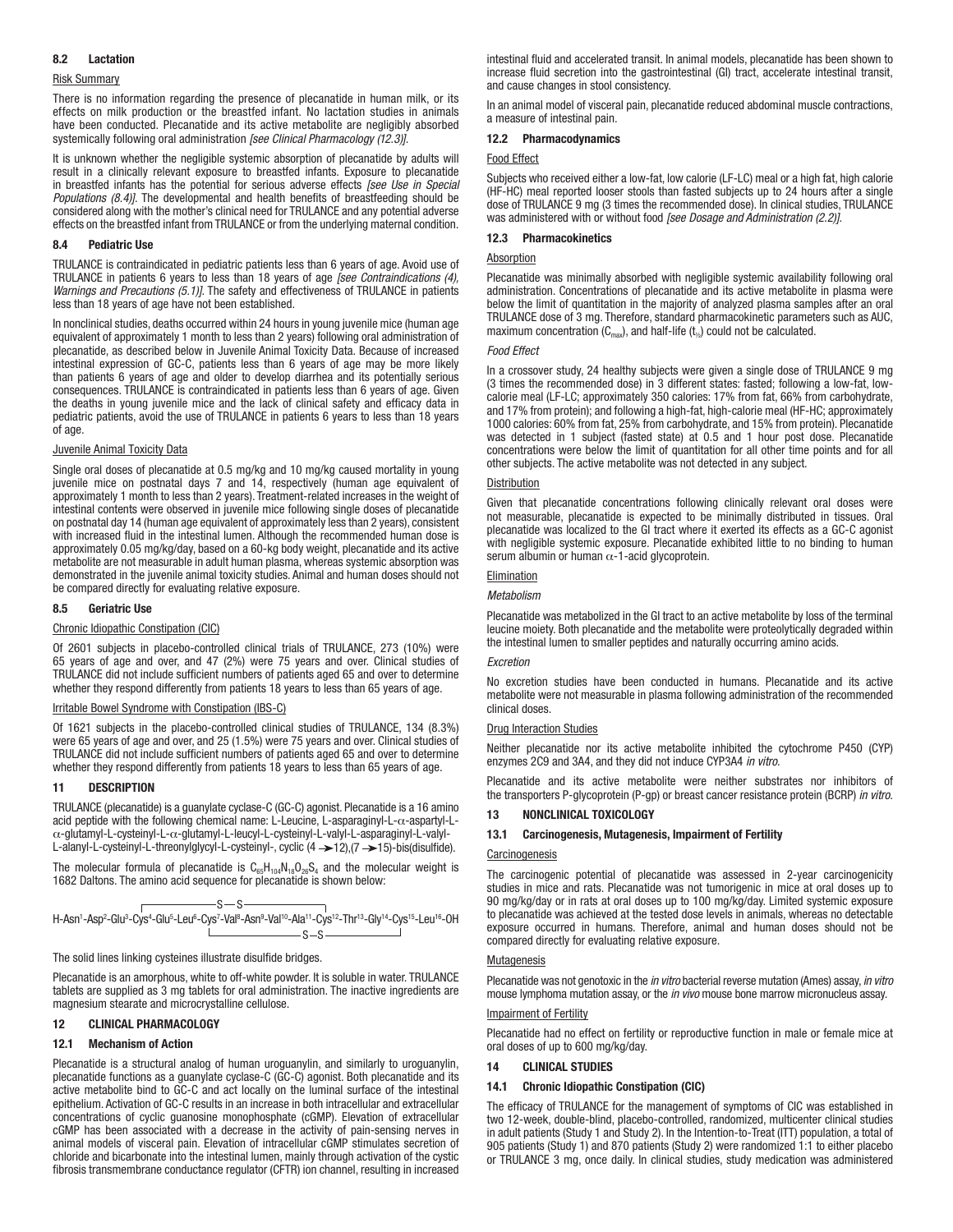### 8.2 Lactation

Risk Summary

There is no information regarding the presence of plecanatide in human milk, or its effects on milk production or the breastfed infant. No lactation studies in animals have been conducted. Plecanatide and its active metabolite are negligibly absorbed systemically following oral administration *[see Clinical Pharmacology (12.3)]*.

It is unknown whether the negligible systemic absorption of plecanatide by adults will result in a clinically relevant exposure to breastfed infants. Exposure to plecanatide in breastfed infants has the potential for serious adverse effects *[see Use in Special Populations (8.4)]*. The developmental and health benefits of breastfeeding should be considered along with the mother's clinical need for TRULANCE and any potential adverse effects on the breastfed infant from TRULANCE or from the underlying maternal condition.

### 8.4 Pediatric Use

TRULANCE is contraindicated in pediatric patients less than 6 years of age. Avoid use of TRULANCE in patients 6 years to less than 18 years of age *[see Contraindications (4), Warnings and Precautions (5.1)]*. The safety and effectiveness of TRULANCE in patients less than 18 years of age have not been established.

In nonclinical studies, deaths occurred within 24 hours in young juvenile mice (human age equivalent of approximately 1 month to less than 2 years) following oral administration of plecanatide, as described below in Juvenile Animal Toxicity Data. Because of increased intestinal expression of GC-C, patients less than 6 years of age may be more likely than patients 6 years of age and older to develop diarrhea and its potentially serious consequences. TRULANCE is contraindicated in patients less than 6 years of age. Given the deaths in young juvenile mice and the lack of clinical safety and efficacy data in pediatric patients, avoid the use of TRULANCE in patients 6 years to less than 18 years of age.

Juvenile Animal Toxicity Data

Single oral doses of plecanatide at 0.5 mg/kg and 10 mg/kg caused mortality in young juvenile mice on postnatal days 7 and 14, respectively (human age equivalent of approximately 1 month to less than 2 years). Treatment-related increases in the weight of intestinal contents were observed in juvenile mice following single doses of plecanatide on postnatal day 14 (human age equivalent of approximately less than 2 years), consistent with increased fluid in the intestinal lumen. Although the recommended human dose is approximately 0.05 mg/kg/day, based on a 60-kg body weight, plecanatide and its active metabolite are not measurable in adult human plasma, whereas systemic absorption was demonstrated in the juvenile animal toxicity studies. Animal and human doses should not be compared directly for evaluating relative exposure.

### 8.5 Geriatric Use

Chronic Idiopathic Constipation (CIC)

Of 2601 subjects in placebo-controlled clinical trials of TRULANCE, 273 (10%) were 65 years of age and over, and 47 (2%) were 75 years and over. Clinical studies of TRULANCE did not include sufficient numbers of patients aged 65 and over to determine whether they respond differently from patients 18 years to less than 65 years of age.

Irritable Bowel Syndrome with Constipation (IBS-C)

Of 1621 subjects in the placebo-controlled clinical studies of TRULANCE, 134 (8.3%) were 65 years of age and over, and 25 (1.5%) were 75 years and over. Clinical studies of TRULANCE did not include sufficient numbers of patients aged 65 and over to determine whether they respond differently from patients 18 years to less than 65 years of age.

## 11 DESCRIPTION

TRULANCE (plecanatide) is a guanylate cyclase-C (GC-C) agonist. Plecanatide is a 16 amino acid peptide with the following chemical name: L-Leucine, L-asparaginyl-L-α-aspartyl-L-α-glutamyl-L-cysteinyl-L-α-glutamyl-L-leucyl-L-cysteinyl-L-valyl-L-asparaginyl-L-valyl-L-alanyl-L-cysteinyl-L-threonylglycyl-L-cysteinyl-, cyclic (4 →12),(7 →15)-bis(disulfide).

The molecular formula of plecanatide is $C_{65}H_{104}N_{18}O_{26}S_4$ and the molecular weight is 1682 Daltons. The amino acid sequence for plecanatide is shown below:

H-Asn[1]-Asp[2]-Glu[3]-Cys[4]-Glu[5]-Leu[6]-Cys[7]-Val[8]-Asn[9]-Val[10]-Ala[11]-Cys[12]-Thr[13]-Gly[14]-Cys[15]-Leu[16]-OH
(disulfide bridges: Cys[4]–S—S–Cys[12]; Cys[7]–S—S–Cys[15])

The solid lines linking cysteines illustrate disulfide bridges.

Plecanatide is an amorphous, white to off-white powder. It is soluble in water. TRULANCE tablets are supplied as 3 mg tablets for oral administration. The inactive ingredients are magnesium stearate and microcrystalline cellulose.

## 12 CLINICAL PHARMACOLOGY

### 12.1 Mechanism of Action

Plecanatide is a structural analog of human uroguanylin, and similarly to uroguanylin, plecanatide functions as a guanylate cyclase-C (GC-C) agonist. Both plecanatide and its active metabolite bind to GC-C and act locally on the luminal surface of the intestinal epithelium. Activation of GC-C results in an increase in both intracellular and extracellular concentrations of cyclic guanosine monophosphate (cGMP). Elevation of extracellular cGMP has been associated with a decrease in the activity of pain-sensing nerves in animal models of visceral pain. Elevation of intracellular cGMP stimulates secretion of chloride and bicarbonate into the intestinal lumen, mainly through activation of the cystic fibrosis transmembrane conductance regulator (CFTR) ion channel, resulting in increased intestinal fluid and accelerated transit. In animal models, plecanatide has been shown to increase fluid secretion into the gastrointestinal (GI) tract, accelerate intestinal transit, and cause changes in stool consistency.

In an animal model of visceral pain, plecanatide reduced abdominal muscle contractions, a measure of intestinal pain.

### 12.2 Pharmacodynamics

Food Effect

Subjects who received either a low-fat, low calorie (LF-LC) meal or a high fat, high calorie (HF-HC) meal reported looser stools than fasted subjects up to 24 hours after a single dose of TRULANCE 9 mg (3 times the recommended dose). In clinical studies, TRULANCE was administered with or without food *[see Dosage and Administration (2.2)]*.

### 12.3 Pharmacokinetics

Absorption

Plecanatide was minimally absorbed with negligible systemic availability following oral administration. Concentrations of plecanatide and its active metabolite in plasma were below the limit of quantitation in the majority of analyzed plasma samples after an oral TRULANCE dose of 3 mg. Therefore, standard pharmacokinetic parameters such as AUC, maximum concentration ($C_{max}$), and half-life ($t_{½}$) could not be calculated.

*Food Effect*

In a crossover study, 24 healthy subjects were given a single dose of TRULANCE 9 mg (3 times the recommended dose) in 3 different states: fasted; following a low-fat, low-calorie meal (LF-LC; approximately 350 calories: 17% from fat, 66% from carbohydrate, and 17% from protein); and following a high-fat, high-calorie meal (HF-HC; approximately 1000 calories: 60% from fat, 25% from carbohydrate, and 15% from protein). Plecanatide was detected in 1 subject (fasted state) at 0.5 and 1 hour post dose. Plecanatide concentrations were below the limit of quantitation for all other time points and for all other subjects. The active metabolite was not detected in any subject.

Distribution

Given that plecanatide concentrations following clinically relevant oral doses were not measurable, plecanatide is expected to be minimally distributed in tissues. Oral plecanatide was localized to the GI tract where it exerted its effects as a GC-C agonist with negligible systemic exposure. Plecanatide exhibited little to no binding to human serum albumin or human α-1-acid glycoprotein.

Elimination

*Metabolism*

Plecanatide was metabolized in the GI tract to an active metabolite by loss of the terminal leucine moiety. Both plecanatide and the metabolite were proteolytically degraded within the intestinal lumen to smaller peptides and naturally occurring amino acids.

*Excretion*

No excretion studies have been conducted in humans. Plecanatide and its active metabolite were not measurable in plasma following administration of the recommended clinical doses.

Drug Interaction Studies

Neither plecanatide nor its active metabolite inhibited the cytochrome P450 (CYP) enzymes 2C9 and 3A4, and they did not induce CYP3A4 *in vitro*.

Plecanatide and its active metabolite were neither substrates nor inhibitors of the transporters P-glycoprotein (P-gp) or breast cancer resistance protein (BCRP) *in vitro*.

## 13 NONCLINICAL TOXICOLOGY

### 13.1 Carcinogenesis, Mutagenesis, Impairment of Fertility

Carcinogenesis

The carcinogenic potential of plecanatide was assessed in 2-year carcinogenicity studies in mice and rats. Plecanatide was not tumorigenic in mice at oral doses up to 90 mg/kg/day or in rats at oral doses up to 100 mg/kg/day. Limited systemic exposure to plecanatide was achieved at the tested dose levels in animals, whereas no detectable exposure occurred in humans. Therefore, animal and human doses should not be compared directly for evaluating relative exposure.

Mutagenesis

Plecanatide was not genotoxic in the *in vitro* bacterial reverse mutation (Ames) assay, *in vitro* mouse lymphoma mutation assay, or the *in vivo* mouse bone marrow micronucleus assay.

Impairment of Fertility

Plecanatide had no effect on fertility or reproductive function in male or female mice at oral doses of up to 600 mg/kg/day.

## 14 CLINICAL STUDIES

### 14.1 Chronic Idiopathic Constipation (CIC)

The efficacy of TRULANCE for the management of symptoms of CIC was established in two 12-week, double-blind, placebo-controlled, randomized, multicenter clinical studies in adult patients (Study 1 and Study 2). In the Intention-to-Treat (ITT) population, a total of 905 patients (Study 1) and 870 patients (Study 2) were randomized 1:1 to either placebo or TRULANCE 3 mg, once daily. In clinical studies, study medication was administered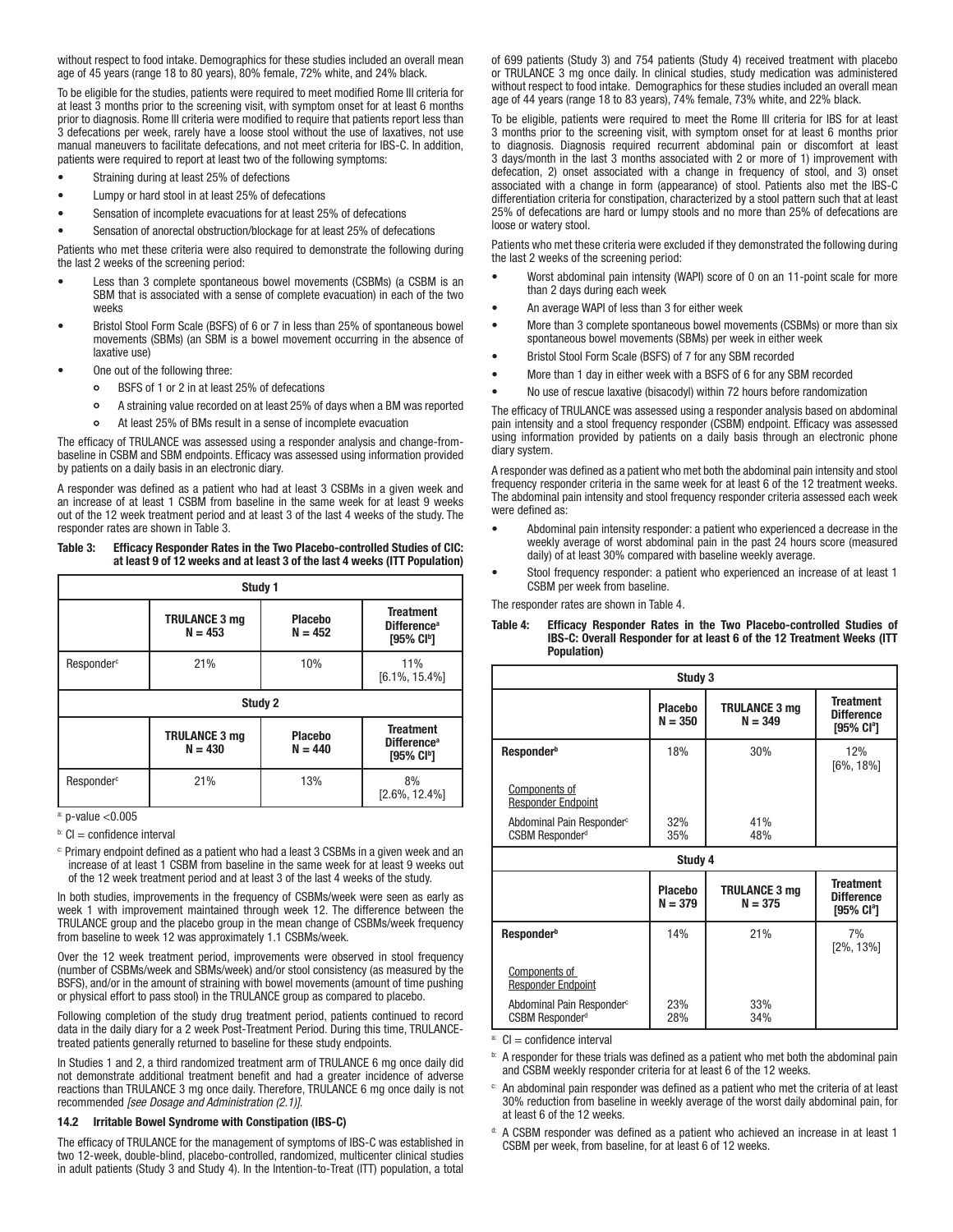without respect to food intake. Demographics for these studies included an overall mean age of 45 years (range 18 to 80 years), 80% female, 72% white, and 24% black.

To be eligible for the studies, patients were required to meet modified Rome III criteria for at least 3 months prior to the screening visit, with symptom onset for at least 6 months prior to diagnosis. Rome III criteria were modified to require that patients report less than 3 defecations per week, rarely have a loose stool without the use of laxatives, not use manual maneuvers to facilitate defecations, and not meet criteria for IBS-C. In addition, patients were required to report at least two of the following symptoms:

- Straining during at least 25% of defections
- Lumpy or hard stool in at least 25% of defecations
- Sensation of incomplete evacuations for at least 25% of defecations
- Sensation of anorectal obstruction/blockage for at least 25% of defecations

Patients who met these criteria were also required to demonstrate the following during the last 2 weeks of the screening period:

- Less than 3 complete spontaneous bowel movements (CSBMs) (a CSBM is an SBM that is associated with a sense of complete evacuation) in each of the two weeks
- Bristol Stool Form Scale (BSFS) of 6 or 7 in less than 25% of spontaneous bowel movements (SBMs) (an SBM is a bowel movement occurring in the absence of laxative use)
- One out of the following three:
  - BSFS of 1 or 2 in at least 25% of defecations
  - A straining value recorded on at least 25% of days when a BM was reported
  - At least 25% of BMs result in a sense of incomplete evacuation

The efficacy of TRULANCE was assessed using a responder analysis and change-from-baseline in CSBM and SBM endpoints. Efficacy was assessed using information provided by patients on a daily basis in an electronic diary.

A responder was defined as a patient who had at least 3 CSBMs in a given week and an increase of at least 1 CSBM from baseline in the same week for at least 9 weeks out of the 12 week treatment period and at least 3 of the last 4 weeks of the study. The responder rates are shown in Table 3.

**Table 3: Efficacy Responder Rates in the Two Placebo-controlled Studies of CIC: at least 9 of 12 weeks and at least 3 of the last 4 weeks (ITT Population)**

| **Study 1** | | | |
|---|---|---|---|
| | **TRULANCE 3 mg N = 453** | **Placebo N = 452** | **Treatment Difference[a] [95% CI[b]]** |
| Responder[c] | 21% | 10% | 11% [6.1%, 15.4%] |
| **Study 2** | | | |
| | **TRULANCE 3 mg N = 430** | **Placebo N = 440** | **Treatment Difference[a] [95% CI[b]]** |
| Responder[c] | 21% | 13% | 8% [2.6%, 12.4%] |

[a:] p-value <0.005

[b:] CI = confidence interval

[c:] Primary endpoint defined as a patient who had a least 3 CSBMs in a given week and an increase of at least 1 CSBM from baseline in the same week for at least 9 weeks out of the 12 week treatment period and at least 3 of the last 4 weeks of the study.

In both studies, improvements in the frequency of CSBMs/week were seen as early as week 1 with improvement maintained through week 12. The difference between the TRULANCE group and the placebo group in the mean change of CSBMs/week frequency from baseline to week 12 was approximately 1.1 CSBMs/week.

Over the 12 week treatment period, improvements were observed in stool frequency (number of CSBMs/week and SBMs/week) and/or stool consistency (as measured by the BSFS), and/or in the amount of straining with bowel movements (amount of time pushing or physical effort to pass stool) in the TRULANCE group as compared to placebo.

Following completion of the study drug treatment period, patients continued to record data in the daily diary for a 2 week Post-Treatment Period. During this time, TRULANCE-treated patients generally returned to baseline for these study endpoints.

In Studies 1 and 2, a third randomized treatment arm of TRULANCE 6 mg once daily did not demonstrate additional treatment benefit and had a greater incidence of adverse reactions than TRULANCE 3 mg once daily. Therefore, TRULANCE 6 mg once daily is not recommended *[see Dosage and Administration (2.1)]*.

### 14.2 Irritable Bowel Syndrome with Constipation (IBS-C)

The efficacy of TRULANCE for the management of symptoms of IBS-C was established in two 12-week, double-blind, placebo-controlled, randomized, multicenter clinical studies in adult patients (Study 3 and Study 4). In the Intention-to-Treat (ITT) population, a total of 699 patients (Study 3) and 754 patients (Study 4) received treatment with placebo or TRULANCE 3 mg once daily. In clinical studies, study medication was administered without respect to food intake. Demographics for these studies included an overall mean age of 44 years (range 18 to 83 years), 74% female, 73% white, and 22% black.

To be eligible, patients were required to meet the Rome III criteria for IBS for at least 3 months prior to the screening visit, with symptom onset for at least 6 months prior to diagnosis. Diagnosis required recurrent abdominal pain or discomfort at least 3 days/month in the last 3 months associated with 2 or more of 1) improvement with defecation, 2) onset associated with a change in frequency of stool, and 3) onset associated with a change in form (appearance) of stool. Patients also met the IBS-C differentiation criteria for constipation, characterized by a stool pattern such that at least 25% of defecations are hard or lumpy stools and no more than 25% of defecations are loose or watery stool.

Patients who met these criteria were excluded if they demonstrated the following during the last 2 weeks of the screening period:

- Worst abdominal pain intensity (WAPI) score of 0 on an 11-point scale for more than 2 days during each week
- An average WAPI of less than 3 for either week
- More than 3 complete spontaneous bowel movements (CSBMs) or more than six spontaneous bowel movements (SBMs) per week in either week
- Bristol Stool Form Scale (BSFS) of 7 for any SBM recorded
- More than 1 day in either week with a BSFS of 6 for any SBM recorded
- No use of rescue laxative (bisacodyl) within 72 hours before randomization

The efficacy of TRULANCE was assessed using a responder analysis based on abdominal pain intensity and a stool frequency responder (CSBM) endpoint. Efficacy was assessed using information provided by patients on a daily basis through an electronic phone diary system.

A responder was defined as a patient who met both the abdominal pain intensity and stool frequency responder criteria in the same week for at least 6 of the 12 treatment weeks. The abdominal pain intensity and stool frequency responder criteria assessed each week were defined as:

- Abdominal pain intensity responder: a patient who experienced a decrease in the weekly average of worst abdominal pain in the past 24 hours score (measured daily) of at least 30% compared with baseline weekly average.
- Stool frequency responder: a patient who experienced an increase of at least 1 CSBM per week from baseline.

The responder rates are shown in Table 4.

**Table 4: Efficacy Responder Rates in the Two Placebo-controlled Studies of IBS-C: Overall Responder for at least 6 of the 12 Treatment Weeks (ITT Population)**

| **Study 3** | | | |
|---|---|---|---|
| | **Placebo N = 350** | **TRULANCE 3 mg N = 349** | **Treatment Difference [95% CI[a]]** |
| **Responder[b]** | 18% | 30% | 12% [6%, 18%] |
| Components of Responder Endpoint | | | |
| Abdominal Pain Responder[c] | 32% | 41% | |
| CSBM Responder[d] | 35% | 48% | |
| **Study 4** | | | |
| | **Placebo N = 379** | **TRULANCE 3 mg N = 375** | **Treatment Difference [95% CI[a]]** |
| **Responder[b]** | 14% | 21% | 7% [2%, 13%] |
| Components of Responder Endpoint | | | |
| Abdominal Pain Responder[c] | 23% | 33% | |
| CSBM Responder[d] | 28% | 34% | |

[a:] CI = confidence interval

[b:] A responder for these trials was defined as a patient who met both the abdominal pain and CSBM weekly responder criteria for at least 6 of the 12 weeks.

[c:] An abdominal pain responder was defined as a patient who met the criteria of at least 30% reduction from baseline in weekly average of the worst daily abdominal pain, for at least 6 of the 12 weeks.

[d:] A CSBM responder was defined as a patient who achieved an increase in at least 1 CSBM per week, from baseline, for at least 6 of 12 weeks.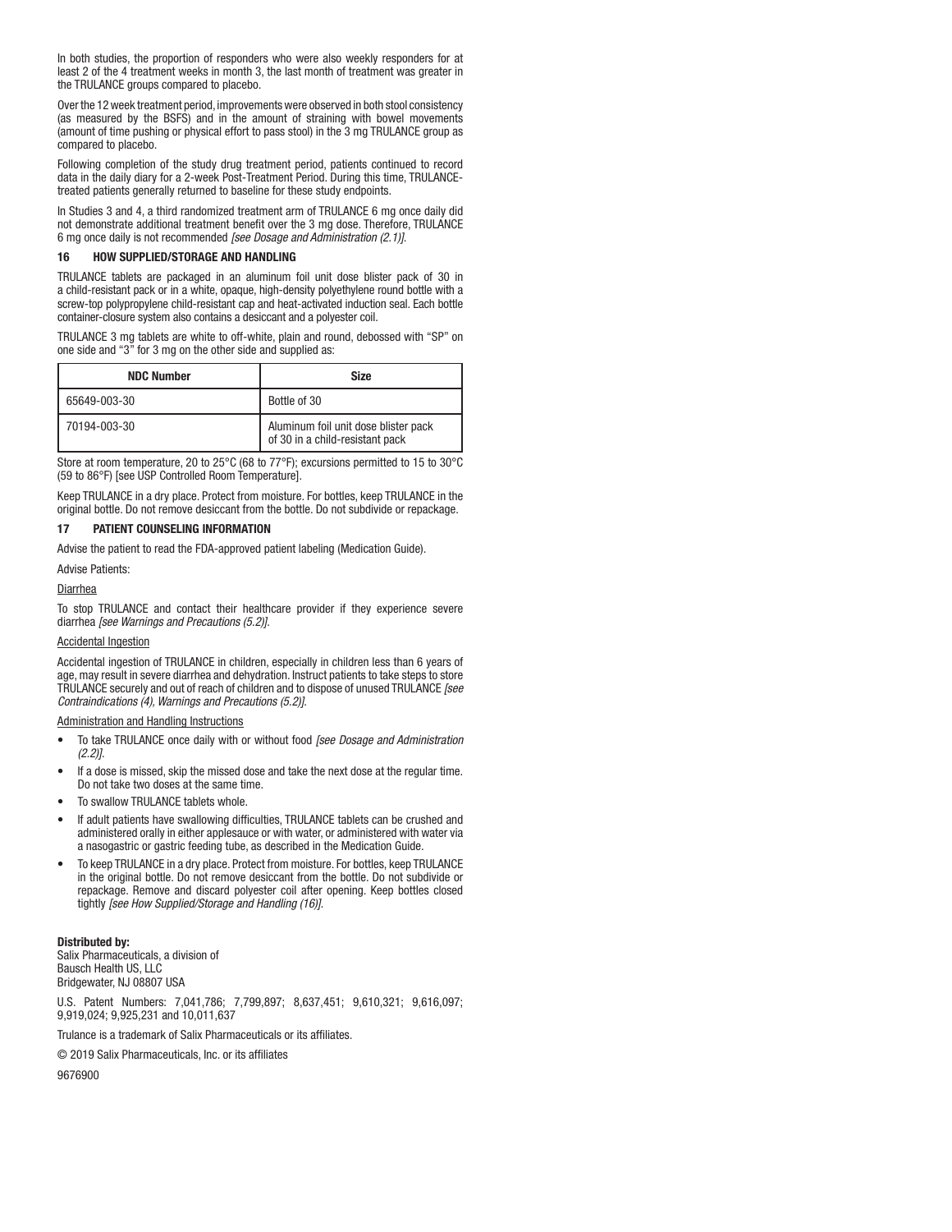In both studies, the proportion of responders who were also weekly responders for at least 2 of the 4 treatment weeks in month 3, the last month of treatment was greater in the TRULANCE groups compared to placebo.

Over the 12 week treatment period, improvements were observed in both stool consistency (as measured by the BSFS) and in the amount of straining with bowel movements (amount of time pushing or physical effort to pass stool) in the 3 mg TRULANCE group as compared to placebo.

Following completion of the study drug treatment period, patients continued to record data in the daily diary for a 2-week Post-Treatment Period. During this time, TRULANCE-treated patients generally returned to baseline for these study endpoints.

In Studies 3 and 4, a third randomized treatment arm of TRULANCE 6 mg once daily did not demonstrate additional treatment benefit over the 3 mg dose. Therefore, TRULANCE 6 mg once daily is not recommended *[see Dosage and Administration (2.1)]*.

## 16 HOW SUPPLIED/STORAGE AND HANDLING

TRULANCE tablets are packaged in an aluminum foil unit dose blister pack of 30 in a child-resistant pack or in a white, opaque, high-density polyethylene round bottle with a screw-top polypropylene child-resistant cap and heat-activated induction seal. Each bottle container-closure system also contains a desiccant and a polyester coil.

TRULANCE 3 mg tablets are white to off-white, plain and round, debossed with "SP" on one side and "3" for 3 mg on the other side and supplied as:

| NDC Number | Size |
|---|---|
| 65649-003-30 | Bottle of 30 |
| 70194-003-30 | Aluminum foil unit dose blister pack of 30 in a child-resistant pack |

Store at room temperature, 20 to 25°C (68 to 77°F); excursions permitted to 15 to 30°C (59 to 86°F) [see USP Controlled Room Temperature].

Keep TRULANCE in a dry place. Protect from moisture. For bottles, keep TRULANCE in the original bottle. Do not remove desiccant from the bottle. Do not subdivide or repackage.

## 17 PATIENT COUNSELING INFORMATION

Advise the patient to read the FDA-approved patient labeling (Medication Guide).

Advise Patients:

Diarrhea

To stop TRULANCE and contact their healthcare provider if they experience severe diarrhea *[see Warnings and Precautions (5.2)]*.

Accidental Ingestion

Accidental ingestion of TRULANCE in children, especially in children less than 6 years of age, may result in severe diarrhea and dehydration. Instruct patients to take steps to store TRULANCE securely and out of reach of children and to dispose of unused TRULANCE *[see Contraindications (4), Warnings and Precautions (5.2)]*.

Administration and Handling Instructions

- To take TRULANCE once daily with or without food *[see Dosage and Administration (2.2)]*.
- If a dose is missed, skip the missed dose and take the next dose at the regular time. Do not take two doses at the same time.
- To swallow TRULANCE tablets whole.
- If adult patients have swallowing difficulties, TRULANCE tablets can be crushed and administered orally in either applesauce or with water, or administered with water via a nasogastric or gastric feeding tube, as described in the Medication Guide.
- To keep TRULANCE in a dry place. Protect from moisture. For bottles, keep TRULANCE in the original bottle. Do not remove desiccant from the bottle. Do not subdivide or repackage. Remove and discard polyester coil after opening. Keep bottles closed tightly *[see How Supplied/Storage and Handling (16)]*.

**Distributed by:**
Salix Pharmaceuticals, a division of
Bausch Health US, LLC
Bridgewater, NJ 08807 USA

U.S. Patent Numbers: 7,041,786; 7,799,897; 8,637,451; 9,610,321; 9,616,097; 9,919,024; 9,925,231 and 10,011,637

Trulance is a trademark of Salix Pharmaceuticals or its affiliates.

© 2019 Salix Pharmaceuticals, Inc. or its affiliates

9676900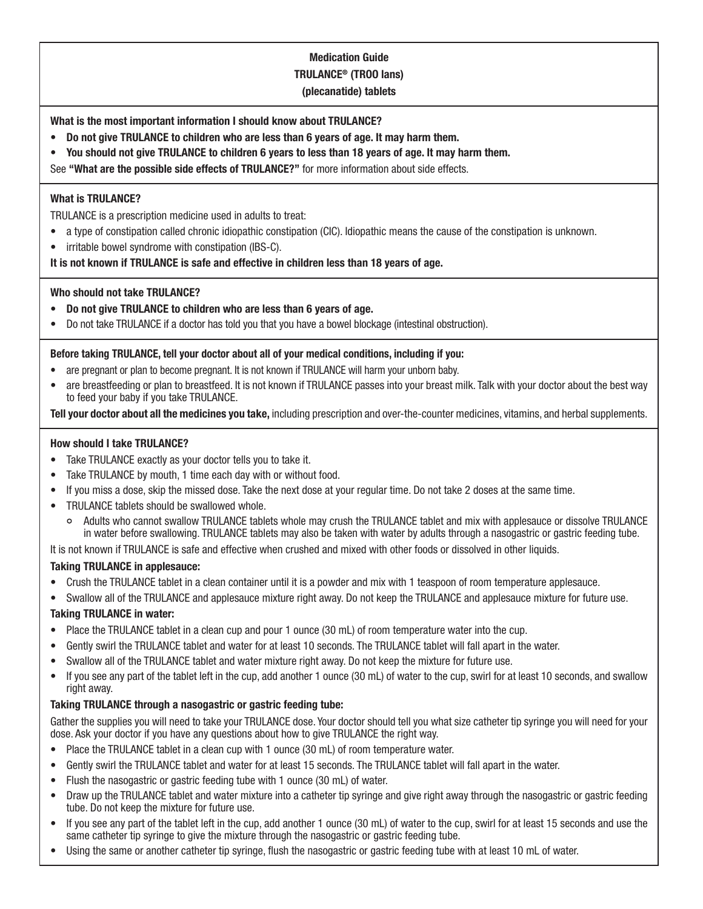**Medication Guide**
**TRULANCE® (TROO lans)**
**(plecanatide) tablets**

**What is the most important information I should know about TRULANCE?**

- **Do not give TRULANCE to children who are less than 6 years of age. It may harm them.**
- **You should not give TRULANCE to children 6 years to less than 18 years of age. It may harm them.**

See **"What are the possible side effects of TRULANCE?"** for more information about side effects.

**What is TRULANCE?**

TRULANCE is a prescription medicine used in adults to treat:

- a type of constipation called chronic idiopathic constipation (CIC). Idiopathic means the cause of the constipation is unknown.
- irritable bowel syndrome with constipation (IBS-C).

**It is not known if TRULANCE is safe and effective in children less than 18 years of age.**

**Who should not take TRULANCE?**

- **Do not give TRULANCE to children who are less than 6 years of age.**
- Do not take TRULANCE if a doctor has told you that you have a bowel blockage (intestinal obstruction).

**Before taking TRULANCE, tell your doctor about all of your medical conditions, including if you:**

- are pregnant or plan to become pregnant. It is not known if TRULANCE will harm your unborn baby.
- are breastfeeding or plan to breastfeed. It is not known if TRULANCE passes into your breast milk. Talk with your doctor about the best way to feed your baby if you take TRULANCE.

**Tell your doctor about all the medicines you take,** including prescription and over-the-counter medicines, vitamins, and herbal supplements.

**How should I take TRULANCE?**

- Take TRULANCE exactly as your doctor tells you to take it.
- Take TRULANCE by mouth, 1 time each day with or without food.
- If you miss a dose, skip the missed dose. Take the next dose at your regular time. Do not take 2 doses at the same time.
- TRULANCE tablets should be swallowed whole.
  - Adults who cannot swallow TRULANCE tablets whole may crush the TRULANCE tablet and mix with applesauce or dissolve TRULANCE in water before swallowing. TRULANCE tablets may also be taken with water by adults through a nasogastric or gastric feeding tube.

It is not known if TRULANCE is safe and effective when crushed and mixed with other foods or dissolved in other liquids.

**Taking TRULANCE in applesauce:**

- Crush the TRULANCE tablet in a clean container until it is a powder and mix with 1 teaspoon of room temperature applesauce.
- Swallow all of the TRULANCE and applesauce mixture right away. Do not keep the TRULANCE and applesauce mixture for future use.

**Taking TRULANCE in water:**

- Place the TRULANCE tablet in a clean cup and pour 1 ounce (30 mL) of room temperature water into the cup.
- Gently swirl the TRULANCE tablet and water for at least 10 seconds. The TRULANCE tablet will fall apart in the water.
- Swallow all of the TRULANCE tablet and water mixture right away. Do not keep the mixture for future use.
- If you see any part of the tablet left in the cup, add another 1 ounce (30 mL) of water to the cup, swirl for at least 10 seconds, and swallow right away.

**Taking TRULANCE through a nasogastric or gastric feeding tube:**

Gather the supplies you will need to take your TRULANCE dose. Your doctor should tell you what size catheter tip syringe you will need for your dose. Ask your doctor if you have any questions about how to give TRULANCE the right way.

- Place the TRULANCE tablet in a clean cup with 1 ounce (30 mL) of room temperature water.
- Gently swirl the TRULANCE tablet and water for at least 15 seconds. The TRULANCE tablet will fall apart in the water.
- Flush the nasogastric or gastric feeding tube with 1 ounce (30 mL) of water.
- Draw up the TRULANCE tablet and water mixture into a catheter tip syringe and give right away through the nasogastric or gastric feeding tube. Do not keep the mixture for future use.
- If you see any part of the tablet left in the cup, add another 1 ounce (30 mL) of water to the cup, swirl for at least 15 seconds and use the same catheter tip syringe to give the mixture through the nasogastric or gastric feeding tube.
- Using the same or another catheter tip syringe, flush the nasogastric or gastric feeding tube with at least 10 mL of water.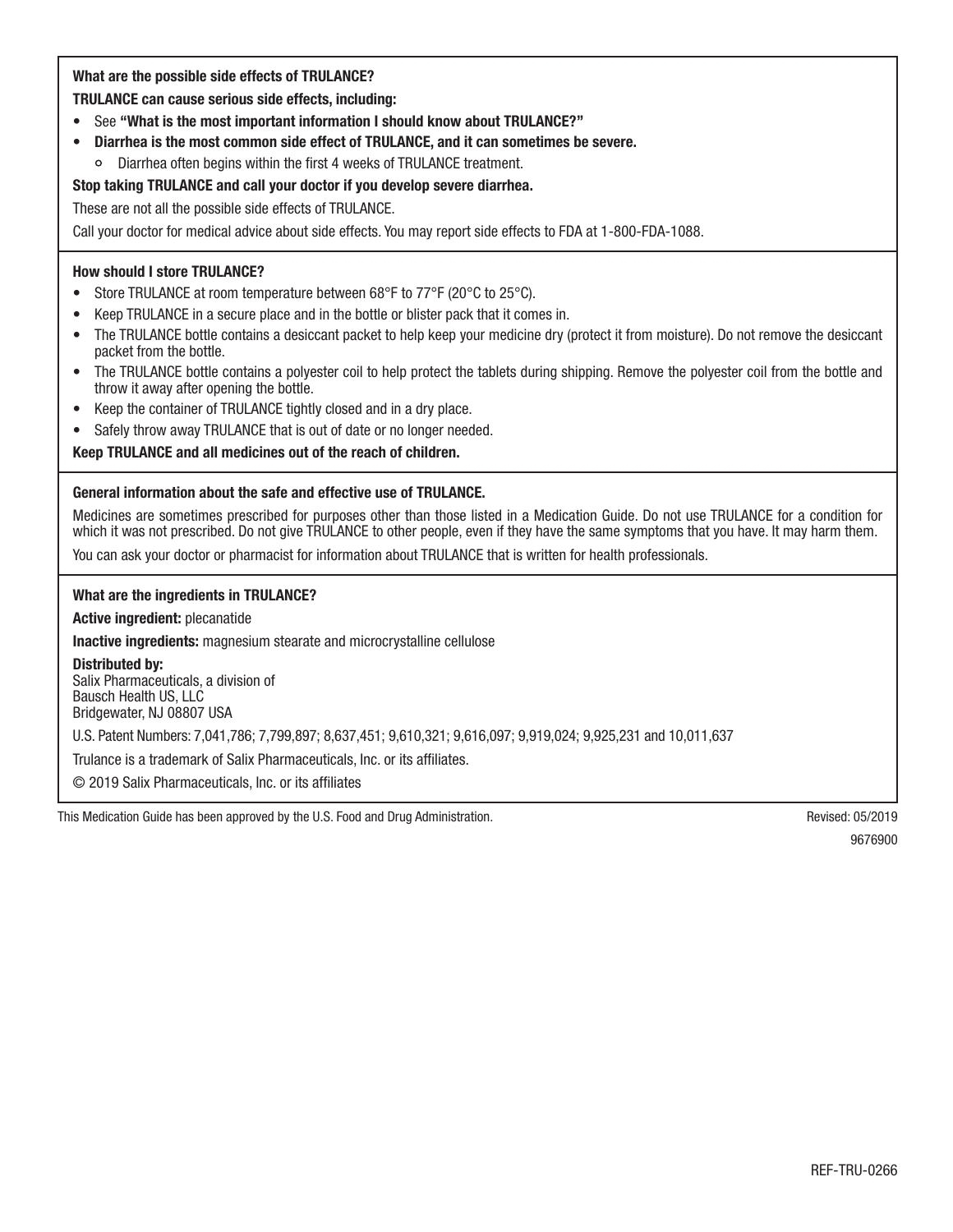**What are the possible side effects of TRULANCE?**

**TRULANCE can cause serious side effects, including:**

- See **"What is the most important information I should know about TRULANCE?"**
- **Diarrhea is the most common side effect of TRULANCE, and it can sometimes be severe.**
  - Diarrhea often begins within the first 4 weeks of TRULANCE treatment.

**Stop taking TRULANCE and call your doctor if you develop severe diarrhea.**

These are not all the possible side effects of TRULANCE.

Call your doctor for medical advice about side effects. You may report side effects to FDA at 1-800-FDA-1088.

**How should I store TRULANCE?**

- Store TRULANCE at room temperature between 68°F to 77°F (20°C to 25°C).
- Keep TRULANCE in a secure place and in the bottle or blister pack that it comes in.
- The TRULANCE bottle contains a desiccant packet to help keep your medicine dry (protect it from moisture). Do not remove the desiccant packet from the bottle.
- The TRULANCE bottle contains a polyester coil to help protect the tablets during shipping. Remove the polyester coil from the bottle and throw it away after opening the bottle.
- Keep the container of TRULANCE tightly closed and in a dry place.
- Safely throw away TRULANCE that is out of date or no longer needed.

**Keep TRULANCE and all medicines out of the reach of children.**

**General information about the safe and effective use of TRULANCE.**

Medicines are sometimes prescribed for purposes other than those listed in a Medication Guide. Do not use TRULANCE for a condition for which it was not prescribed. Do not give TRULANCE to other people, even if they have the same symptoms that you have. It may harm them.

You can ask your doctor or pharmacist for information about TRULANCE that is written for health professionals.

**What are the ingredients in TRULANCE?**

**Active ingredient:** plecanatide

**Inactive ingredients:** magnesium stearate and microcrystalline cellulose

**Distributed by:**
Salix Pharmaceuticals, a division of
Bausch Health US, LLC
Bridgewater, NJ 08807 USA

U.S. Patent Numbers: 7,041,786; 7,799,897; 8,637,451; 9,610,321; 9,616,097; 9,919,024; 9,925,231 and 10,011,637

Trulance is a trademark of Salix Pharmaceuticals, Inc. or its affiliates.

© 2019 Salix Pharmaceuticals, Inc. or its affiliates

This Medication Guide has been approved by the U.S. Food and Drug Administration.

Revised: 05/2019

9676900

REF-TRU-0266